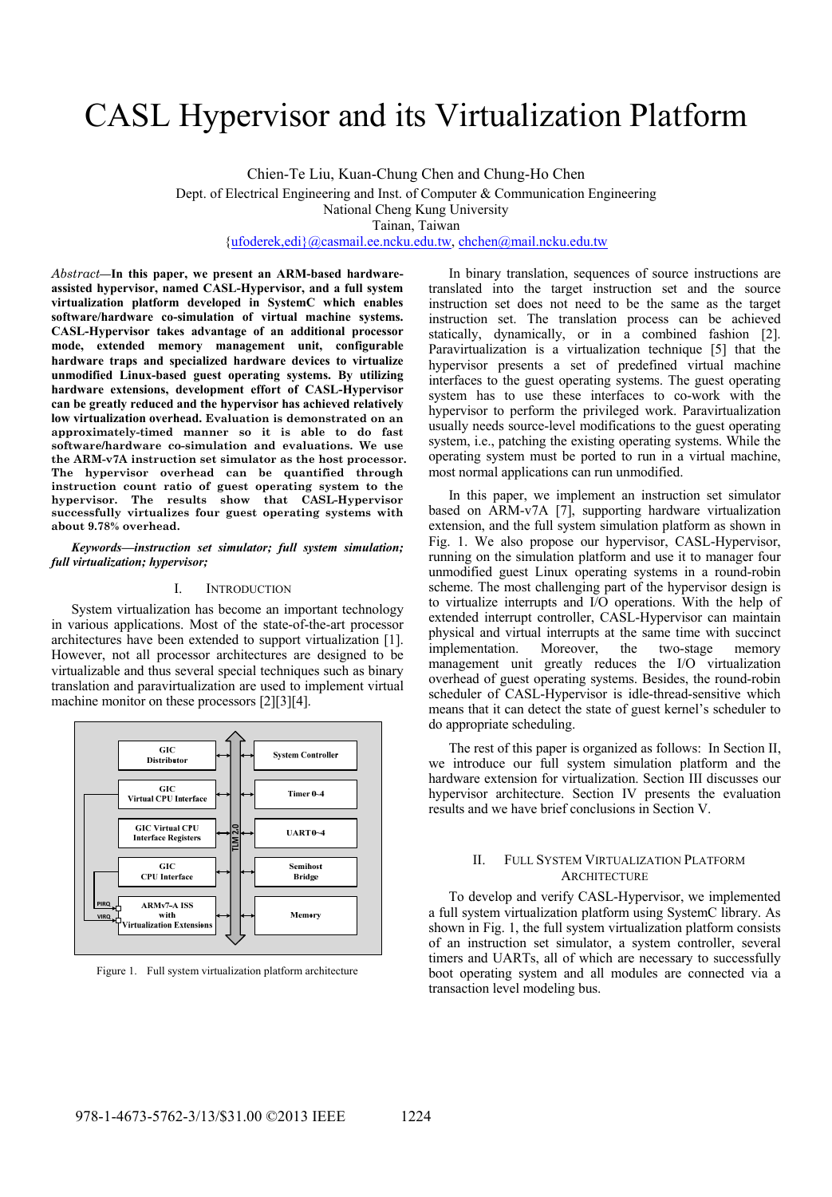# CASL Hypervisor and its Virtualization Platform

Chien-Te Liu, Kuan-Chung Chen and Chung-Ho Chen

Dept. of Electrical Engineering and Inst. of Computer & Communication Engineering
National Cheng Kung University
Tainan, Taiwan
{ufoderek,edi}@casmail.ee.ncku.edu.tw, chchen@mail.ncku.edu.tw

*Abstract*—**In this paper, we present an ARM-based hardware-assisted hypervisor, named CASL-Hypervisor, and a full system virtualization platform developed in SystemC which enables software/hardware co-simulation of virtual machine systems. CASL-Hypervisor takes advantage of an additional processor mode, extended memory management unit, configurable hardware traps and specialized hardware devices to virtualize unmodified Linux-based guest operating systems. By utilizing hardware extensions, development effort of CASL-Hypervisor can be greatly reduced and the hypervisor has achieved relatively low virtualization overhead. Evaluation is demonstrated on an approximately-timed manner so it is able to do fast software/hardware co-simulation and evaluations. We use the ARM-v7A instruction set simulator as the host processor. The hypervisor overhead can be quantified through instruction count ratio of guest operating system to the hypervisor. The results show that CASL-Hypervisor successfully virtualizes four guest operating systems with about 9.78% overhead.**

***Keywords—instruction set simulator; full system simulation; full virtualization; hypervisor;***

## I. Introduction

System virtualization has become an important technology in various applications. Most of the state-of-the-art processor architectures have been extended to support virtualization [1]. However, not all processor architectures are designed to be virtualizable and thus several special techniques such as binary translation and paravirtualization are used to implement virtual machine monitor on these processors [2][3][4].

GIC Distributor
GIC Virtual CPU Interface
GIC Virtual CPU Interface Registers
GIC CPU Interface
ARMv7-A ISS with Virtualization Extensions
PIRQ
VIRQ
TLM 2.0
System Controller
Timer 0~4
UART 0~4
Semihost Bridge
Memory

Figure 1. Full system virtualization platform architecture

In binary translation, sequences of source instructions are translated into the target instruction set and the source instruction set does not need to be the same as the target instruction set. The translation process can be achieved statically, dynamically, or in a combined fashion [2]. Paravirtualization is a virtualization technique [5] that the hypervisor presents a set of predefined virtual machine interfaces to the guest operating systems. The guest operating system has to use these interfaces to co-work with the hypervisor to perform the privileged work. Paravirtualization usually needs source-level modifications to the guest operating system, i.e., patching the existing operating systems. While the operating system must be ported to run in a virtual machine, most normal applications can run unmodified.

In this paper, we implement an instruction set simulator based on ARM-v7A [7], supporting hardware virtualization extension, and the full system simulation platform as shown in Fig. 1. We also propose our hypervisor, CASL-Hypervisor, running on the simulation platform and use it to manager four unmodified guest Linux operating systems in a round-robin scheme. The most challenging part of the hypervisor design is to virtualize interrupts and I/O operations. With the help of extended interrupt controller, CASL-Hypervisor can maintain physical and virtual interrupts at the same time with succinct implementation. Moreover, the two-stage memory management unit greatly reduces the I/O virtualization overhead of guest operating systems. Besides, the round-robin scheduler of CASL-Hypervisor is idle-thread-sensitive which means that it can detect the state of guest kernel's scheduler to do appropriate scheduling.

The rest of this paper is organized as follows: In Section II, we introduce our full system simulation platform and the hardware extension for virtualization. Section III discusses our hypervisor architecture. Section IV presents the evaluation results and we have brief conclusions in Section V.

## II. Full System Virtualization Platform Architecture

To develop and verify CASL-Hypervisor, we implemented a full system virtualization platform using SystemC library. As shown in Fig. 1, the full system virtualization platform consists of an instruction set simulator, a system controller, several timers and UARTs, all of which are necessary to successfully boot operating system and all modules are connected via a transaction level modeling bus.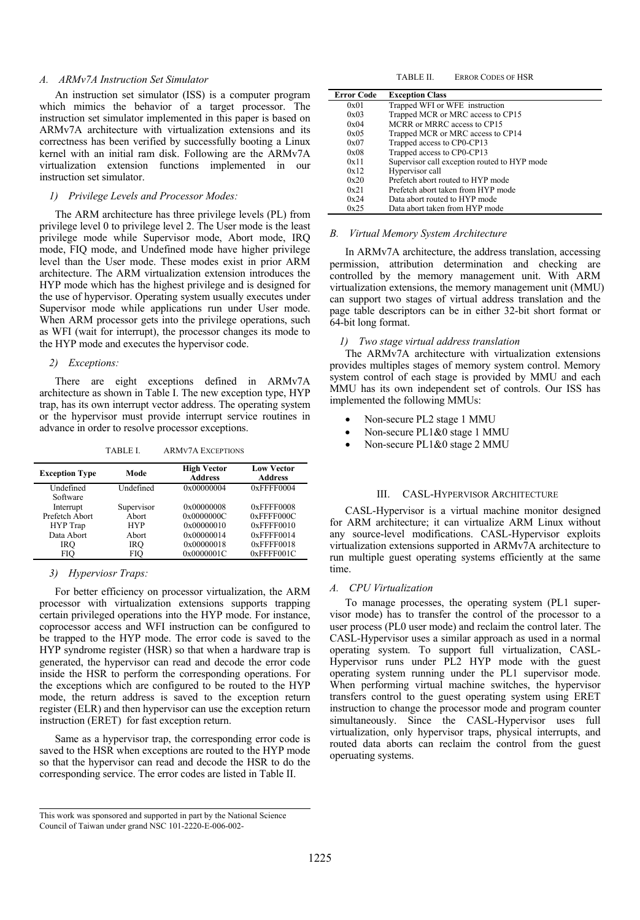### A. ARMv7A Instruction Set Simulator

An instruction set simulator (ISS) is a computer program which mimics the behavior of a target processor. The instruction set simulator implemented in this paper is based on ARMv7A architecture with virtualization extensions and its correctness has been verified by successfully booting a Linux kernel with an initial ram disk. Following are the ARMv7A virtualization extension functions implemented in our instruction set simulator.

#### 1) Privilege Levels and Processor Modes:

The ARM architecture has three privilege levels (PL) from privilege level 0 to privilege level 2. The User mode is the least privilege mode while Supervisor mode, Abort mode, IRQ mode, FIQ mode, and Undefined mode have higher privilege level than the User mode. These modes exist in prior ARM architecture. The ARM virtualization extension introduces the HYP mode which has the highest privilege and is designed for the use of hypervisor. Operating system usually executes under Supervisor mode while applications run under User mode. When ARM processor gets into the privilege operations, such as WFI (wait for interrupt), the processor changes its mode to the HYP mode and executes the hypervisor code.

#### 2) Exceptions:

There are eight exceptions defined in ARMv7A architecture as shown in Table I. The new exception type, HYP trap, has its own interrupt vector address. The operating system or the hypervisor must provide interrupt service routines in advance in order to resolve processor exceptions.

TABLE I. ARMV7A EXCEPTIONS

| Exception Type | Mode | High Vector Address | Low Vector Address |
|---|---|---|---|
| Undefined | Undefined | 0x00000004 | 0xFFFF0004 |
| Software Interrupt | Supervisor | 0x00000008 | 0xFFFF0008 |
| Prefetch Abort | Abort | 0x0000000C | 0xFFFF000C |
| HYP Trap | HYP | 0x00000010 | 0xFFFF0010 |
| Data Abort | Abort | 0x00000014 | 0xFFFF0014 |
| IRQ | IRQ | 0x00000018 | 0xFFFF0018 |
| FIQ | FIQ | 0x0000001C | 0xFFFF001C |

#### 3) Hyperviosr Traps:

For better efficiency on processor virtualization, the ARM processor with virtualization extensions supports trapping certain privileged operations into the HYP mode. For instance, coprocessor access and WFI instruction can be configured to be trapped to the HYP mode. The error code is saved to the HYP syndrome register (HSR) so that when a hardware trap is generated, the hypervisor can read and decode the error code inside the HSR to perform the corresponding operations. For the exceptions which are configured to be routed to the HYP mode, the return address is saved to the exception return register (ELR) and then hypervisor can use the exception return instruction (ERET) for fast exception return.

Same as a hypervisor trap, the corresponding error code is saved to the HSR when exceptions are routed to the HYP mode so that the hypervisor can read and decode the HSR to do the corresponding service. The error codes are listed in Table II.

TABLE II. ERROR CODES OF HSR

| Error Code | Exception Class |
|---|---|
| 0x01 | Trapped WFI or WFE instruction |
| 0x03 | Trapped MCR or MRC access to CP15 |
| 0x04 | MCRR or MRRC access to CP15 |
| 0x05 | Trapped MCR or MRC access to CP14 |
| 0x07 | Trapped access to CP0-CP13 |
| 0x08 | Trapped access to CP0-CP13 |
| 0x11 | Supervisor call exception routed to HYP mode |
| 0x12 | Hypervisor call |
| 0x20 | Prefetch abort routed to HYP mode |
| 0x21 | Prefetch abort taken from HYP mode |
| 0x24 | Data abort routed to HYP mode |
| 0x25 | Data abort taken from HYP mode |

### B. Virtual Memory System Architecture

In ARMv7A architecture, the address translation, accessing permission, attribution determination and checking are controlled by the memory management unit. With ARM virtualization extensions, the memory management unit (MMU) can support two stages of virtual address translation and the page table descriptors can be in either 32-bit short format or 64-bit long format.

#### 1) Two stage virtual address translation

The ARMv7A architecture with virtualization extensions provides multiples stages of memory system control. Memory system control of each stage is provided by MMU and each MMU has its own independent set of controls. Our ISS has implemented the following MMUs:

- Non-secure PL2 stage 1 MMU
- Non-secure PL1&0 stage 1 MMU
- Non-secure PL1&0 stage 2 MMU

## III. CASL-HYPERVISOR ARCHITECTURE

CASL-Hypervisor is a virtual machine monitor designed for ARM architecture; it can virtualize ARM Linux without any source-level modifications. CASL-Hypervisor exploits virtualization extensions supported in ARMv7A architecture to run multiple guest operating systems efficiently at the same time.

### A. CPU Virtualization

To manage processes, the operating system (PL1 supervisor mode) has to transfer the control of the processor to a user process (PL0 user mode) and reclaim the control later. The CASL-Hypervisor uses a similar approach as used in a normal operating system. To support full virtualization, CASL-Hypervisor runs under PL2 HYP mode with the guest operating system running under the PL1 supervisor mode. When performing virtual machine switches, the hypervisor transfers control to the guest operating system using ERET instruction to change the processor mode and program counter simultaneously. Since the CASL-Hypervisor uses full virtualization, only hypervisor traps, physical interrupts, and routed data aborts can reclaim the control from the guest operuating systems.

This work was sponsored and supported in part by the National Science Council of Taiwan under grand NSC 101-2220-E-006-002-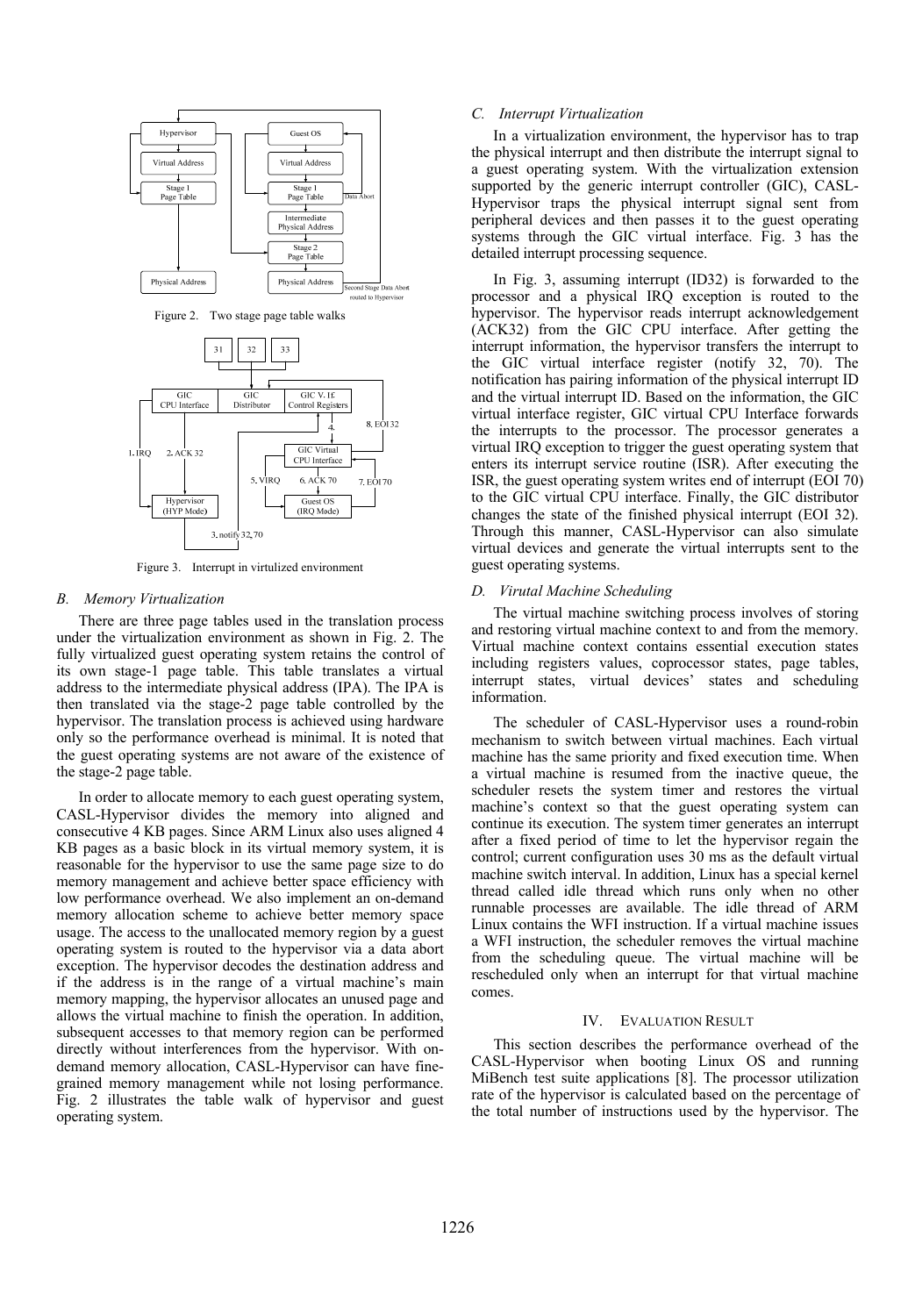Hypervisor

Virtual Address

Stage 1
Page Table

Physical Address

Guest OS

Virtual Address

Stage 1
Page Table

Data Abort

Intermediate
Physical Address

Stage 2
Page Table

Physical Address

Second Stage Data Abort
routed to Hypervisor

Figure 2. Two stage page table walks

31

32

33

GIC
CPU Interface

GIC
Distributor

GIC V. I/F
Control Registers

4.

8. EOI 32

1. IRQ

2. ACK 32

GIC Virtual
CPU Interface

5. VIRQ

6. ACK 70

7. EOI 70

Hypervisor
(HYP Mode)

Guest OS
(IRQ Mode)

3. notify 32, 70

Figure 3. Interrupt in virtulized environment

### *B. Memory Virtualization*

There are three page tables used in the translation process under the virtualization environment as shown in Fig. 2. The fully virtualized guest operating system retains the control of its own stage-1 page table. This table translates a virtual address to the intermediate physical address (IPA). The IPA is then translated via the stage-2 page table controlled by the hypervisor. The translation process is achieved using hardware only so the performance overhead is minimal. It is noted that the guest operating systems are not aware of the existence of the stage-2 page table.

In order to allocate memory to each guest operating system, CASL-Hypervisor divides the memory into aligned and consecutive 4 KB pages. Since ARM Linux also uses aligned 4 KB pages as a basic block in its virtual memory system, it is reasonable for the hypervisor to use the same page size to do memory management and achieve better space efficiency with low performance overhead. We also implement an on-demand memory allocation scheme to achieve better memory space usage. The access to the unallocated memory region by a guest operating system is routed to the hypervisor via a data abort exception. The hypervisor decodes the destination address and if the address is in the range of a virtual machine's main memory mapping, the hypervisor allocates an unused page and allows the virtual machine to finish the operation. In addition, subsequent accesses to that memory region can be performed directly without interferences from the hypervisor. With on-demand memory allocation, CASL-Hypervisor can have fine-grained memory management while not losing performance. Fig. 2 illustrates the table walk of hypervisor and guest operating system.

### *C. Interrupt Virtualization*

In a virtualization environment, the hypervisor has to trap the physical interrupt and then distribute the interrupt signal to a guest operating system. With the virtualization extension supported by the generic interrupt controller (GIC), CASL-Hypervisor traps the physical interrupt signal sent from peripheral devices and then passes it to the guest operating systems through the GIC virtual interface. Fig. 3 has the detailed interrupt processing sequence.

In Fig. 3, assuming interrupt (ID32) is forwarded to the processor and a physical IRQ exception is routed to the hypervisor. The hypervisor reads interrupt acknowledgement (ACK32) from the GIC CPU interface. After getting the interrupt information, the hypervisor transfers the interrupt to the GIC virtual interface register (notify 32, 70). The notification has pairing information of the physical interrupt ID and the virtual interrupt ID. Based on the information, the GIC virtual interface register, GIC virtual CPU Interface forwards the interrupts to the processor. The processor generates a virtual IRQ exception to trigger the guest operating system that enters its interrupt service routine (ISR). After executing the ISR, the guest operating system writes end of interrupt (EOI 70) to the GIC virtual CPU interface. Finally, the GIC distributor changes the state of the finished physical interrupt (EOI 32). Through this manner, CASL-Hypervisor can also simulate virtual devices and generate the virtual interrupts sent to the guest operating systems.

### *D. Virutal Machine Scheduling*

The virtual machine switching process involves of storing and restoring virtual machine context to and from the memory. Virtual machine context contains essential execution states including registers values, coprocessor states, page tables, interrupt states, virtual devices' states and scheduling information.

The scheduler of CASL-Hypervisor uses a round-robin mechanism to switch between virtual machines. Each virtual machine has the same priority and fixed execution time. When a virtual machine is resumed from the inactive queue, the scheduler resets the system timer and restores the virtual machine's context so that the guest operating system can continue its execution. The system timer generates an interrupt after a fixed period of time to let the hypervisor regain the control; current configuration uses 30 ms as the default virtual machine switch interval. In addition, Linux has a special kernel thread called idle thread which runs only when no other runnable processes are available. The idle thread of ARM Linux contains the WFI instruction. If a virtual machine issues a WFI instruction, the scheduler removes the virtual machine from the scheduling queue. The virtual machine will be rescheduled only when an interrupt for that virtual machine comes.

## IV. EVALUATION RESULT

This section describes the performance overhead of the CASL-Hypervisor when booting Linux OS and running MiBench test suite applications [8]. The processor utilization rate of the hypervisor is calculated based on the percentage of the total number of instructions used by the hypervisor. The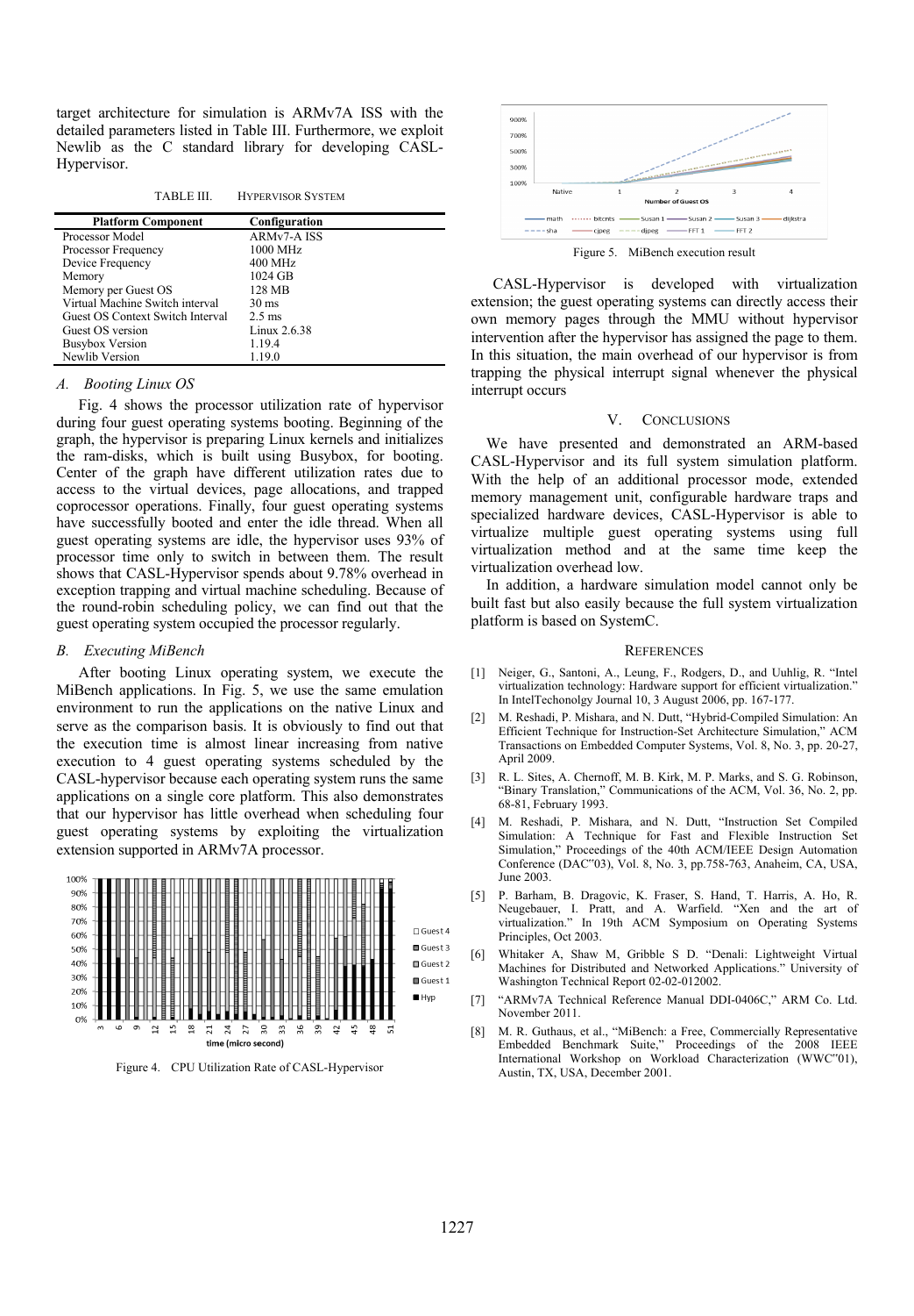target architecture for simulation is ARMv7A ISS with the detailed parameters listed in Table III. Furthermore, we exploit Newlib as the C standard library for developing CASL-Hypervisor.

TABLE III. HYPERVISOR SYSTEM

| Platform Component | Configuration |
|---|---|
| Processor Model | ARMv7-A ISS |
| Processor Frequency | 1000 MHz |
| Device Frequency | 400 MHz |
| Memory | 1024 GB |
| Memory per Guest OS | 128 MB |
| Virtual Machine Switch interval | 30 ms |
| Guest OS Context Switch Interval | 2.5 ms |
| Guest OS version | Linux 2.6.38 |
| Busybox Version | 1.19.4 |
| Newlib Version | 1.19.0 |

### *A. Booting Linux OS*

Fig. 4 shows the processor utilization rate of hypervisor during four guest operating systems booting. Beginning of the graph, the hypervisor is preparing Linux kernels and initializes the ram-disks, which is built using Busybox, for booting. Center of the graph have different utilization rates due to access to the virtual devices, page allocations, and trapped coprocessor operations. Finally, four guest operating systems have successfully booted and enter the idle thread. When all guest operating systems are idle, the hypervisor uses 93% of processor time only to switch in between them. The result shows that CASL-Hypervisor spends about 9.78% overhead in exception trapping and virtual machine scheduling. Because of the round-robin scheduling policy, we can find out that the guest operating system occupied the processor regularly.

### *B. Executing MiBench*

After booting Linux operating system, we execute the MiBench applications. In Fig. 5, we use the same emulation environment to run the applications on the native Linux and serve as the comparison basis. It is obviously to find out that the execution time is almost linear increasing from native execution to 4 guest operating systems scheduled by the CASL-hypervisor because each operating system runs the same applications on a single core platform. This also demonstrates that our hypervisor has little overhead when scheduling four guest operating systems by exploiting the virtualization extension supported in ARMv7A processor.

100%
90%
80%
70%
60%
50%
40%
30%
20%
10%
0%
3 6 9 12 15 18 21 24 27 30 33 36 39 42 45 48 51
time (micro second)
Guest 4
Guest 3
Guest 2
Guest 1
Hyp

Figure 4. CPU Utilization Rate of CASL-Hypervisor

900%
700%
500%
300%
100%
Native 1 2 3 4
Number of Guest OS
math, bitcnts, Susan 1, Susan 2, Susan 3, dijkstra, sha, cjpeg, djpeg, FFT 1, FFT 2

Figure 5. MiBench execution result

CASL-Hypervisor is developed with virtualization extension; the guest operating systems can directly access their own memory pages through the MMU without hypervisor intervention after the hypervisor has assigned the page to them. In this situation, the main overhead of our hypervisor is from trapping the physical interrupt signal whenever the physical interrupt occurs

## V. CONCLUSIONS

We have presented and demonstrated an ARM-based CASL-Hypervisor and its full system simulation platform. With the help of an additional processor mode, extended memory management unit, configurable hardware traps and specialized hardware devices, CASL-Hypervisor is able to virtualize multiple guest operating systems using full virtualization method and at the same time keep the virtualization overhead low.

In addition, a hardware simulation model cannot only be built fast but also easily because the full system virtualization platform is based on SystemC.

## REFERENCES

[1] Neiger, G., Santoni, A., Leung, F., Rodgers, D., and Uuhlig, R. "Intel virtualization technology: Hardware support for efficient virtualization." In IntelTechonolgy Journal 10, 3 August 2006, pp. 167-177.

[2] M. Reshadi, P. Mishara, and N. Dutt, "Hybrid-Compiled Simulation: An Efficient Technique for Instruction-Set Architecture Simulation," ACM Transactions on Embedded Computer Systems, Vol. 8, No. 3, pp. 20-27, April 2009.

[3] R. L. Sites, A. Chernoff, M. B. Kirk, M. P. Marks, and S. G. Robinson, "Binary Translation," Communications of the ACM, Vol. 36, No. 2, pp. 68-81, February 1993.

[4] M. Reshadi, P. Mishara, and N. Dutt, "Instruction Set Compiled Simulation: A Technique for Fast and Flexible Instruction Set Simulation," Proceedings of the 40th ACM/IEEE Design Automation Conference (DAC"03), Vol. 8, No. 3, pp.758-763, Anaheim, CA, USA, June 2003.

[5] P. Barham, B. Dragovic, K. Fraser, S. Hand, T. Harris, A. Ho, R. Neugebauer, I. Pratt, and A. Warfield. "Xen and the art of virtualization." In 19th ACM Symposium on Operating Systems Principles, Oct 2003.

[6] Whitaker A, Shaw M, Gribble S D. "Denali: Lightweight Virtual Machines for Distributed and Networked Applications." University of Washington Technical Report 02-02-012002.

[7] "ARMv7A Technical Reference Manual DDI-0406C," ARM Co. Ltd. November 2011.

[8] M. R. Guthaus, et al., "MiBench: a Free, Commercially Representative Embedded Benchmark Suite," Proceedings of the 2008 IEEE International Workshop on Workload Characterization (WWC"01), Austin, TX, USA, December 2001.